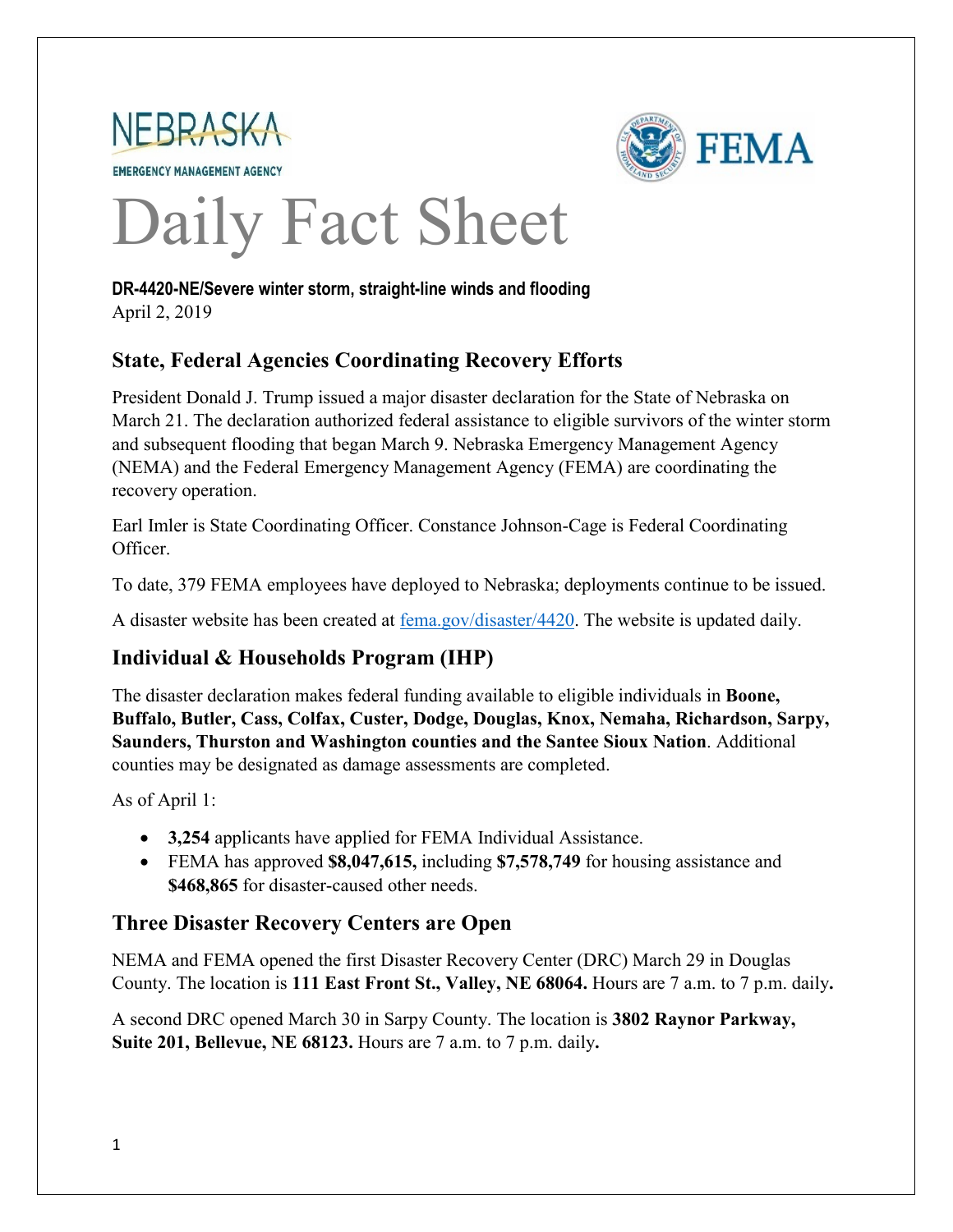NEBRASKA

EMERGENCY MANAGEMENT AGENCY

FEMA

# Daily Fact Sheet

**DR-4420-NE/Severe winter storm, straight-line winds and flooding**
April 2, 2019

## State, Federal Agencies Coordinating Recovery Efforts

President Donald J. Trump issued a major disaster declaration for the State of Nebraska on March 21. The declaration authorized federal assistance to eligible survivors of the winter storm and subsequent flooding that began March 9. Nebraska Emergency Management Agency (NEMA) and the Federal Emergency Management Agency (FEMA) are coordinating the recovery operation.

Earl Imler is State Coordinating Officer. Constance Johnson-Cage is Federal Coordinating Officer.

To date, 379 FEMA employees have deployed to Nebraska; deployments continue to be issued.

A disaster website has been created at [fema.gov/disaster/4420](fema.gov/disaster/4420). The website is updated daily.

## Individual & Households Program (IHP)

The disaster declaration makes federal funding available to eligible individuals in **Boone, Buffalo, Butler, Cass, Colfax, Custer, Dodge, Douglas, Knox, Nemaha, Richardson, Sarpy, Saunders, Thurston and Washington counties and the Santee Sioux Nation**. Additional counties may be designated as damage assessments are completed.

As of April 1:

- **3,254** applicants have applied for FEMA Individual Assistance.
- FEMA has approved **$8,047,615,** including **$7,578,749** for housing assistance and **$468,865** for disaster-caused other needs.

## Three Disaster Recovery Centers are Open

NEMA and FEMA opened the first Disaster Recovery Center (DRC) March 29 in Douglas County. The location is **111 East Front St., Valley, NE 68064.** Hours are 7 a.m. to 7 p.m. daily**.**

A second DRC opened March 30 in Sarpy County. The location is **3802 Raynor Parkway, Suite 201, Bellevue, NE 68123.** Hours are 7 a.m. to 7 p.m. daily**.**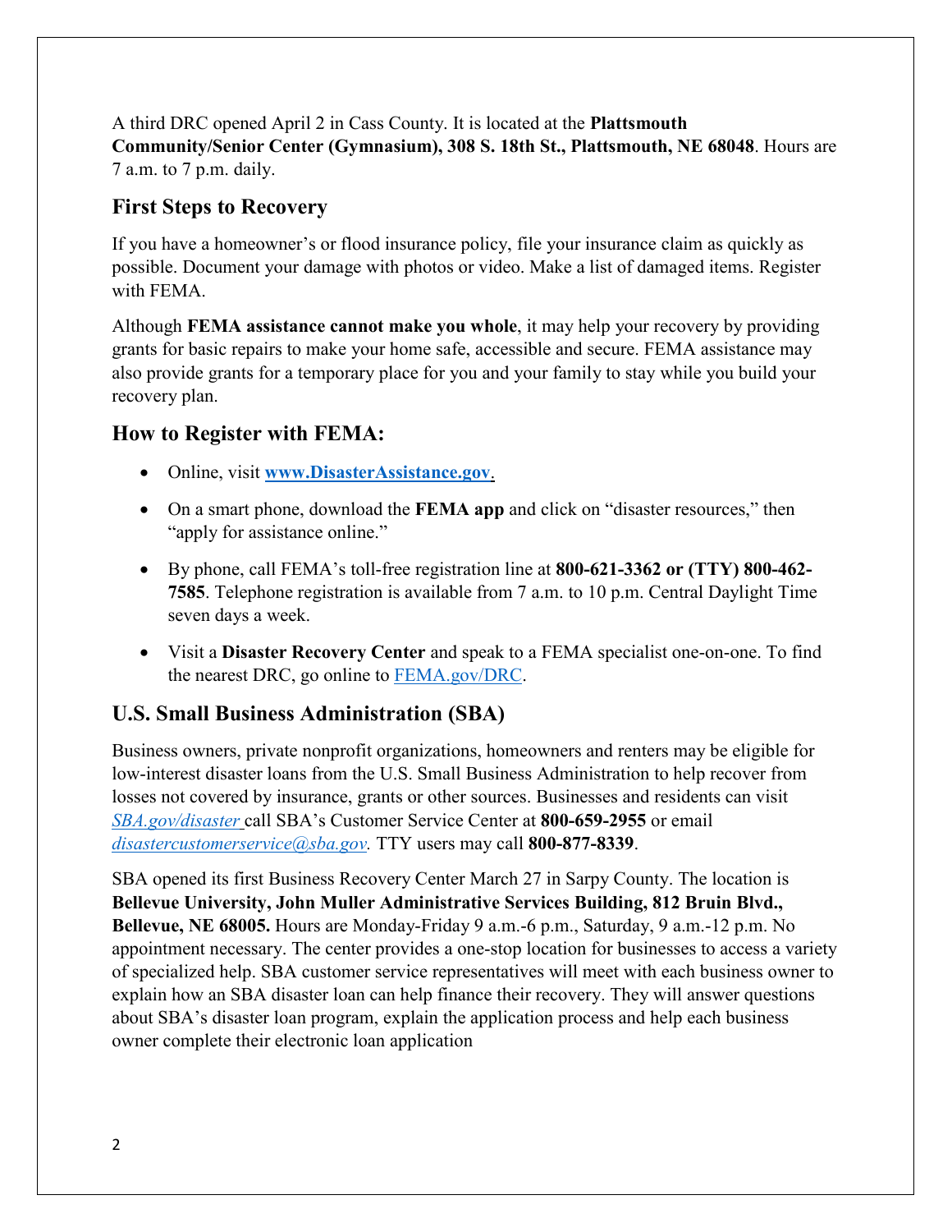A third DRC opened April 2 in Cass County. It is located at the **Plattsmouth Community/Senior Center (Gymnasium), 308 S. 18th St., Plattsmouth, NE 68048**. Hours are 7 a.m. to 7 p.m. daily.

## First Steps to Recovery

If you have a homeowner's or flood insurance policy, file your insurance claim as quickly as possible. Document your damage with photos or video. Make a list of damaged items. Register with FEMA.

Although **FEMA assistance cannot make you whole**, it may help your recovery by providing grants for basic repairs to make your home safe, accessible and secure. FEMA assistance may also provide grants for a temporary place for you and your family to stay while you build your recovery plan.

## How to Register with FEMA:

- Online, visit **www.DisasterAssistance.gov**.
- On a smart phone, download the **FEMA app** and click on "disaster resources," then "apply for assistance online."
- By phone, call FEMA's toll-free registration line at **800-621-3362 or (TTY) 800-462-7585**. Telephone registration is available from 7 a.m. to 10 p.m. Central Daylight Time seven days a week.
- Visit a **Disaster Recovery Center** and speak to a FEMA specialist one-on-one. To find the nearest DRC, go online to FEMA.gov/DRC.

## U.S. Small Business Administration (SBA)

Business owners, private nonprofit organizations, homeowners and renters may be eligible for low-interest disaster loans from the U.S. Small Business Administration to help recover from losses not covered by insurance, grants or other sources. Businesses and residents can visit *SBA.gov/disaster* call SBA's Customer Service Center at **800-659-2955** or email *disastercustomerservice@sba.gov*. TTY users may call **800-877-8339**.

SBA opened its first Business Recovery Center March 27 in Sarpy County. The location is **Bellevue University, John Muller Administrative Services Building, 812 Bruin Blvd., Bellevue, NE 68005.** Hours are Monday-Friday 9 a.m.-6 p.m., Saturday, 9 a.m.-12 p.m. No appointment necessary. The center provides a one-stop location for businesses to access a variety of specialized help. SBA customer service representatives will meet with each business owner to explain how an SBA disaster loan can help finance their recovery. They will answer questions about SBA's disaster loan program, explain the application process and help each business owner complete their electronic loan application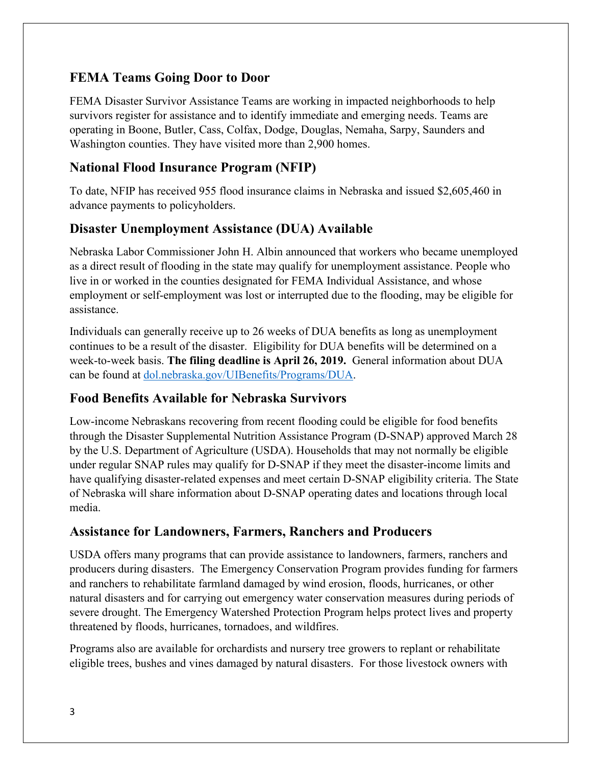## FEMA Teams Going Door to Door

FEMA Disaster Survivor Assistance Teams are working in impacted neighborhoods to help survivors register for assistance and to identify immediate and emerging needs. Teams are operating in Boone, Butler, Cass, Colfax, Dodge, Douglas, Nemaha, Sarpy, Saunders and Washington counties. They have visited more than 2,900 homes.

## National Flood Insurance Program (NFIP)

To date, NFIP has received 955 flood insurance claims in Nebraska and issued $2,605,460 in advance payments to policyholders.

## Disaster Unemployment Assistance (DUA) Available

Nebraska Labor Commissioner John H. Albin announced that workers who became unemployed as a direct result of flooding in the state may qualify for unemployment assistance. People who live in or worked in the counties designated for FEMA Individual Assistance, and whose employment or self-employment was lost or interrupted due to the flooding, may be eligible for assistance.

Individuals can generally receive up to 26 weeks of DUA benefits as long as unemployment continues to be a result of the disaster. Eligibility for DUA benefits will be determined on a week-to-week basis. **The filing deadline is April 26, 2019.** General information about DUA can be found at [dol.nebraska.gov/UIBenefits/Programs/DUA](dol.nebraska.gov/UIBenefits/Programs/DUA).

## Food Benefits Available for Nebraska Survivors

Low-income Nebraskans recovering from recent flooding could be eligible for food benefits through the Disaster Supplemental Nutrition Assistance Program (D-SNAP) approved March 28 by the U.S. Department of Agriculture (USDA). Households that may not normally be eligible under regular SNAP rules may qualify for D-SNAP if they meet the disaster-income limits and have qualifying disaster-related expenses and meet certain D-SNAP eligibility criteria. The State of Nebraska will share information about D-SNAP operating dates and locations through local media.

## Assistance for Landowners, Farmers, Ranchers and Producers

USDA offers many programs that can provide assistance to landowners, farmers, ranchers and producers during disasters. The Emergency Conservation Program provides funding for farmers and ranchers to rehabilitate farmland damaged by wind erosion, floods, hurricanes, or other natural disasters and for carrying out emergency water conservation measures during periods of severe drought. The Emergency Watershed Protection Program helps protect lives and property threatened by floods, hurricanes, tornadoes, and wildfires.

Programs also are available for orchardists and nursery tree growers to replant or rehabilitate eligible trees, bushes and vines damaged by natural disasters. For those livestock owners with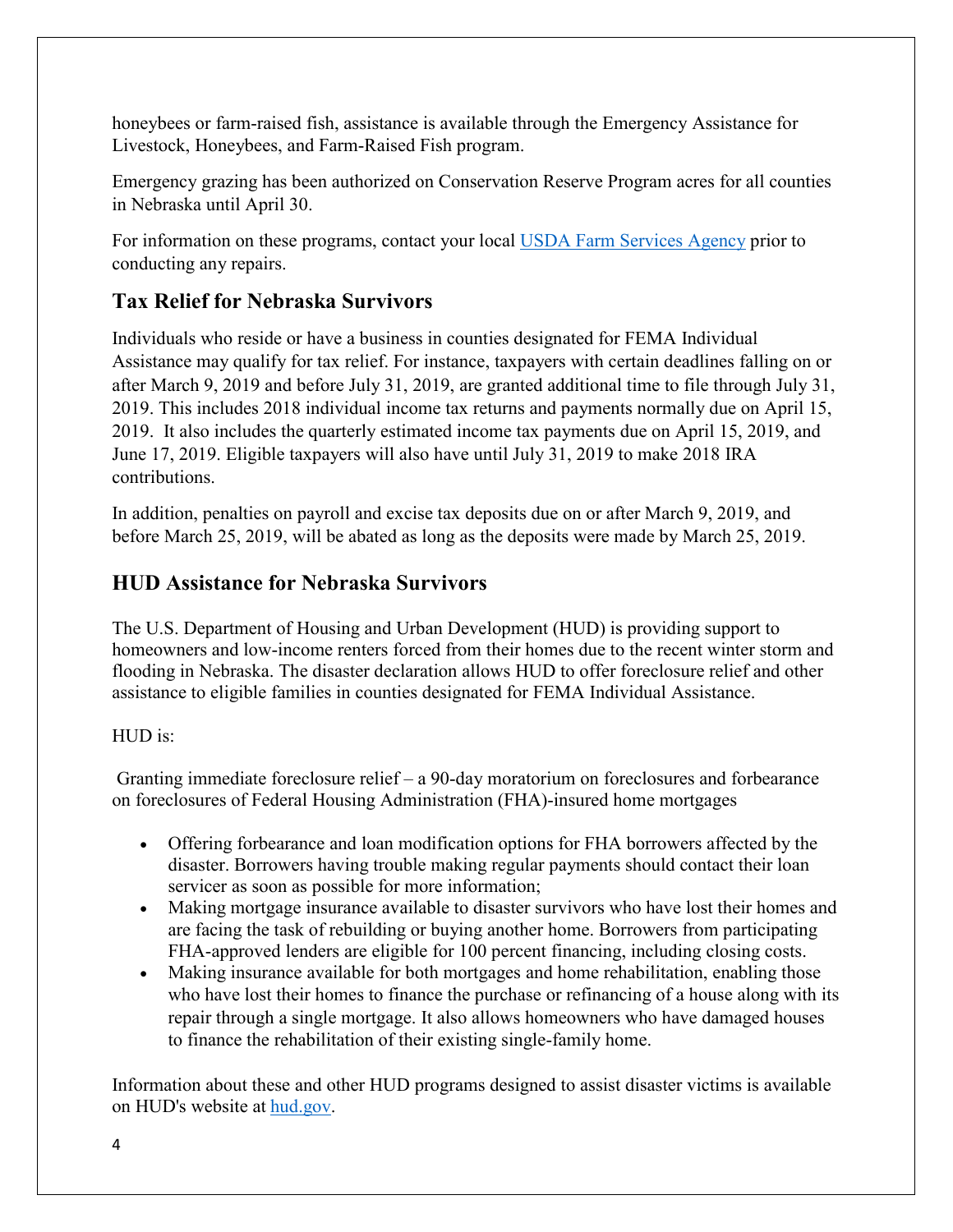honeybees or farm-raised fish, assistance is available through the Emergency Assistance for Livestock, Honeybees, and Farm-Raised Fish program.

Emergency grazing has been authorized on Conservation Reserve Program acres for all counties in Nebraska until April 30.

For information on these programs, contact your local [USDA Farm Services Agency](#) prior to conducting any repairs.

## Tax Relief for Nebraska Survivors

Individuals who reside or have a business in counties designated for FEMA Individual Assistance may qualify for tax relief. For instance, taxpayers with certain deadlines falling on or after March 9, 2019 and before July 31, 2019, are granted additional time to file through July 31, 2019. This includes 2018 individual income tax returns and payments normally due on April 15, 2019. It also includes the quarterly estimated income tax payments due on April 15, 2019, and June 17, 2019. Eligible taxpayers will also have until July 31, 2019 to make 2018 IRA contributions.

In addition, penalties on payroll and excise tax deposits due on or after March 9, 2019, and before March 25, 2019, will be abated as long as the deposits were made by March 25, 2019.

## HUD Assistance for Nebraska Survivors

The U.S. Department of Housing and Urban Development (HUD) is providing support to homeowners and low-income renters forced from their homes due to the recent winter storm and flooding in Nebraska. The disaster declaration allows HUD to offer foreclosure relief and other assistance to eligible families in counties designated for FEMA Individual Assistance.

HUD is:

Granting immediate foreclosure relief – a 90-day moratorium on foreclosures and forbearance on foreclosures of Federal Housing Administration (FHA)-insured home mortgages

- Offering forbearance and loan modification options for FHA borrowers affected by the disaster. Borrowers having trouble making regular payments should contact their loan servicer as soon as possible for more information;
- Making mortgage insurance available to disaster survivors who have lost their homes and are facing the task of rebuilding or buying another home. Borrowers from participating FHA-approved lenders are eligible for 100 percent financing, including closing costs.
- Making insurance available for both mortgages and home rehabilitation, enabling those who have lost their homes to finance the purchase or refinancing of a house along with its repair through a single mortgage. It also allows homeowners who have damaged houses to finance the rehabilitation of their existing single-family home.

Information about these and other HUD programs designed to assist disaster victims is available on HUD's website at [hud.gov](#).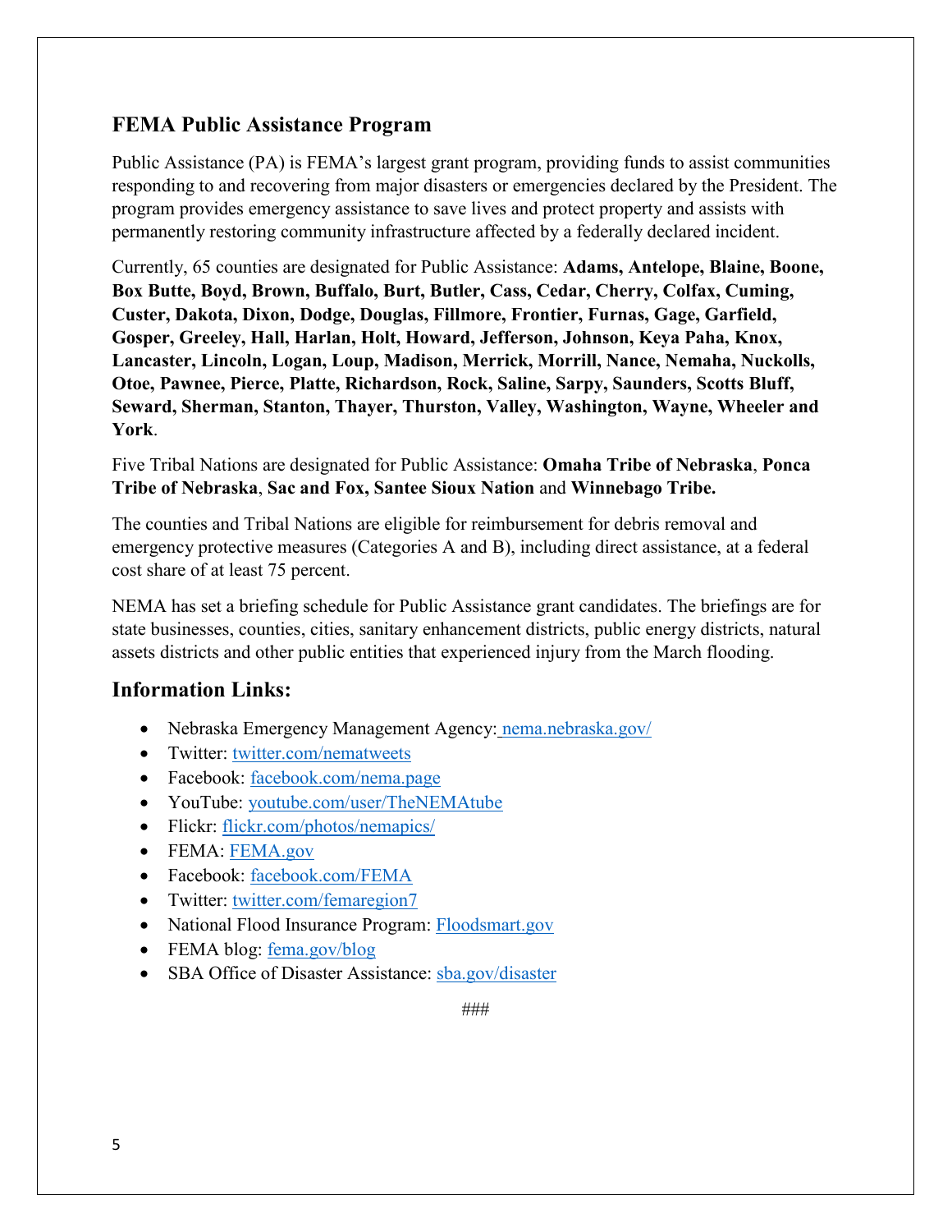## FEMA Public Assistance Program

Public Assistance (PA) is FEMA's largest grant program, providing funds to assist communities responding to and recovering from major disasters or emergencies declared by the President. The program provides emergency assistance to save lives and protect property and assists with permanently restoring community infrastructure affected by a federally declared incident.

Currently, 65 counties are designated for Public Assistance: **Adams, Antelope, Blaine, Boone, Box Butte, Boyd, Brown, Buffalo, Burt, Butler, Cass, Cedar, Cherry, Colfax, Cuming, Custer, Dakota, Dixon, Dodge, Douglas, Fillmore, Frontier, Furnas, Gage, Garfield, Gosper, Greeley, Hall, Harlan, Holt, Howard, Jefferson, Johnson, Keya Paha, Knox, Lancaster, Lincoln, Logan, Loup, Madison, Merrick, Morrill, Nance, Nemaha, Nuckolls, Otoe, Pawnee, Pierce, Platte, Richardson, Rock, Saline, Sarpy, Saunders, Scotts Bluff, Seward, Sherman, Stanton, Thayer, Thurston, Valley, Washington, Wayne, Wheeler and York**.

Five Tribal Nations are designated for Public Assistance: **Omaha Tribe of Nebraska**, **Ponca Tribe of Nebraska**, **Sac and Fox, Santee Sioux Nation** and **Winnebago Tribe.**

The counties and Tribal Nations are eligible for reimbursement for debris removal and emergency protective measures (Categories A and B), including direct assistance, at a federal cost share of at least 75 percent.

NEMA has set a briefing schedule for Public Assistance grant candidates. The briefings are for state businesses, counties, cities, sanitary enhancement districts, public energy districts, natural assets districts and other public entities that experienced injury from the March flooding.

## Information Links:

- Nebraska Emergency Management Agency: nema.nebraska.gov/
- Twitter: twitter.com/nematweets
- Facebook: facebook.com/nema.page
- YouTube: youtube.com/user/TheNEMAtube
- Flickr: flickr.com/photos/nemapics/
- FEMA: FEMA.gov
- Facebook: facebook.com/FEMA
- Twitter: twitter.com/femaregion7
- National Flood Insurance Program: Floodsmart.gov
- FEMA blog: fema.gov/blog
- SBA Office of Disaster Assistance: sba.gov/disaster

###